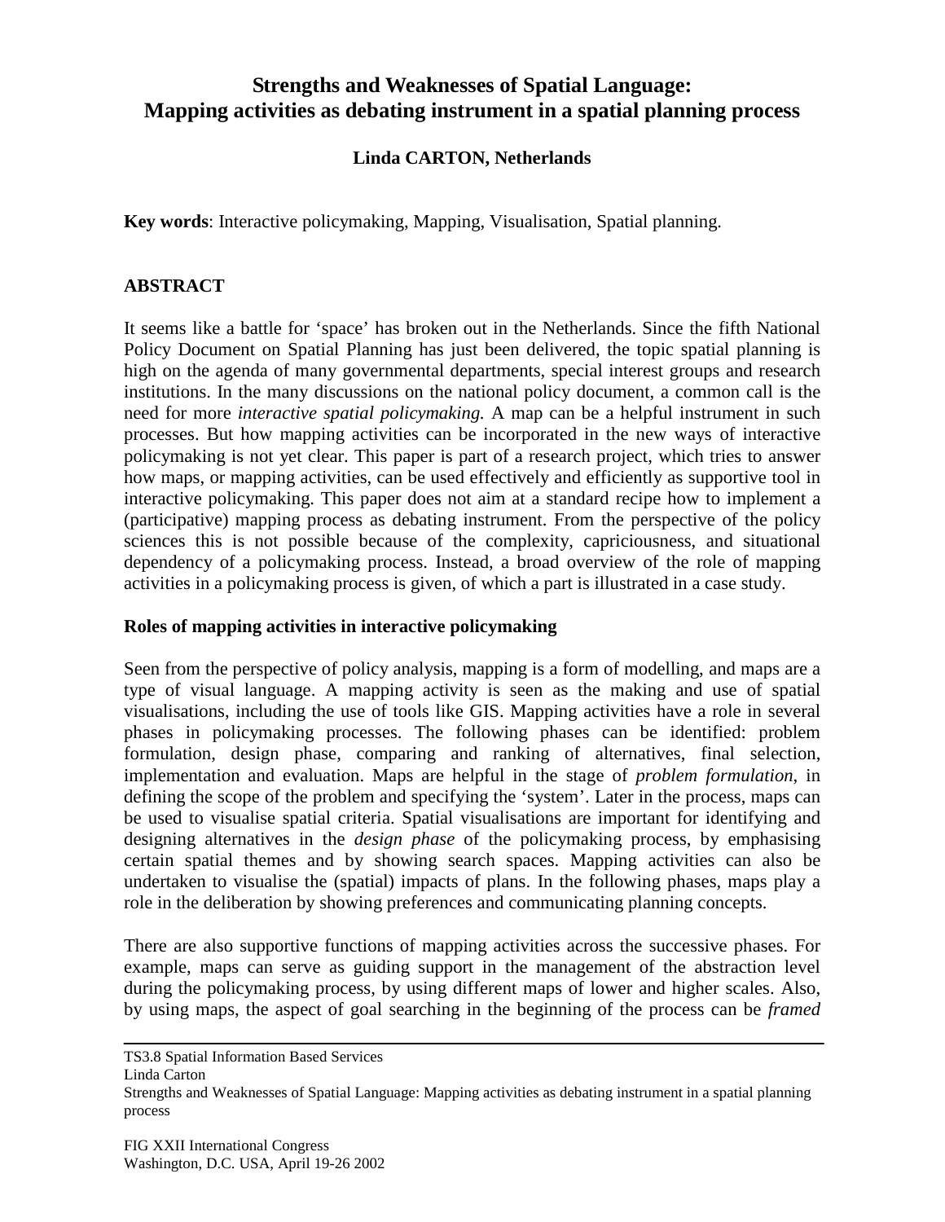# Strengths and Weaknesses of Spatial Language: Mapping activities as debating instrument in a spatial planning process

**Linda CARTON, Netherlands**

**Key words**: Interactive policymaking, Mapping, Visualisation, Spatial planning.

## ABSTRACT

It seems like a battle for 'space' has broken out in the Netherlands. Since the fifth National Policy Document on Spatial Planning has just been delivered, the topic spatial planning is high on the agenda of many governmental departments, special interest groups and research institutions. In the many discussions on the national policy document, a common call is the need for more *interactive spatial policymaking.* A map can be a helpful instrument in such processes. But how mapping activities can be incorporated in the new ways of interactive policymaking is not yet clear. This paper is part of a research project, which tries to answer how maps, or mapping activities, can be used effectively and efficiently as supportive tool in interactive policymaking. This paper does not aim at a standard recipe how to implement a (participative) mapping process as debating instrument. From the perspective of the policy sciences this is not possible because of the complexity, capriciousness, and situational dependency of a policymaking process. Instead, a broad overview of the role of mapping activities in a policymaking process is given, of which a part is illustrated in a case study.

### Roles of mapping activities in interactive policymaking

Seen from the perspective of policy analysis, mapping is a form of modelling, and maps are a type of visual language. A mapping activity is seen as the making and use of spatial visualisations, including the use of tools like GIS. Mapping activities have a role in several phases in policymaking processes. The following phases can be identified: problem formulation, design phase, comparing and ranking of alternatives, final selection, implementation and evaluation. Maps are helpful in the stage of *problem formulation*, in defining the scope of the problem and specifying the 'system'. Later in the process, maps can be used to visualise spatial criteria. Spatial visualisations are important for identifying and designing alternatives in the *design phase* of the policymaking process, by emphasising certain spatial themes and by showing search spaces. Mapping activities can also be undertaken to visualise the (spatial) impacts of plans. In the following phases, maps play a role in the deliberation by showing preferences and communicating planning concepts.

There are also supportive functions of mapping activities across the successive phases. For example, maps can serve as guiding support in the management of the abstraction level during the policymaking process, by using different maps of lower and higher scales. Also, by using maps, the aspect of goal searching in the beginning of the process can be *framed*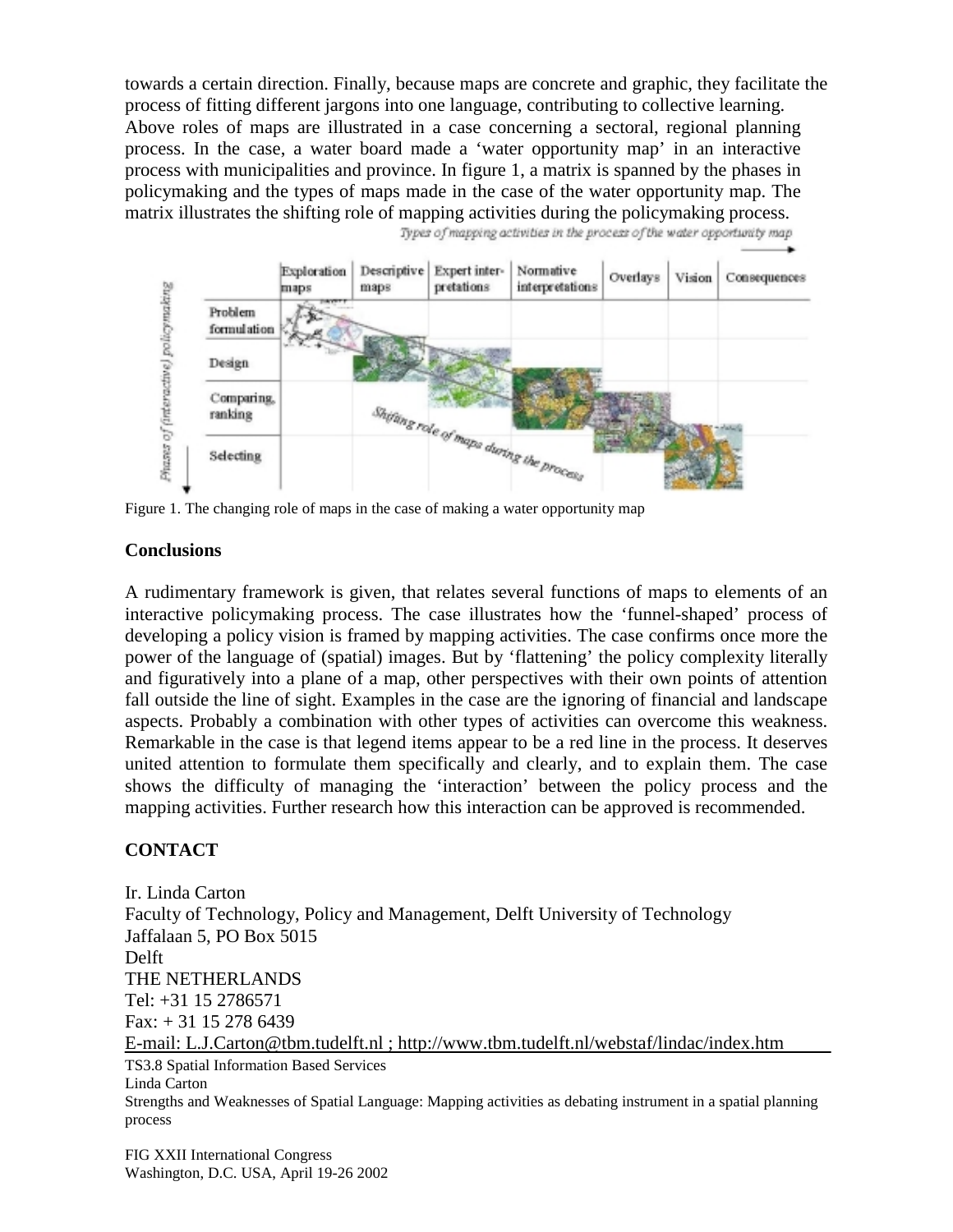towards a certain direction. Finally, because maps are concrete and graphic, they facilitate the process of fitting different jargons into one language, contributing to collective learning.

Above roles of maps are illustrated in a case concerning a sectoral, regional planning process. In the case, a water board made a 'water opportunity map' in an interactive process with municipalities and province. In figure 1, a matrix is spanned by the phases in policymaking and the types of maps made in the case of the water opportunity map. The matrix illustrates the shifting role of mapping activities during the policymaking process.

*Types of mapping activities in the process of the water opportunity map*

Exploration maps
Descriptive maps
Expert interpretations
Normative interpretations
Overlays
Vision
Consequences

*Phases of (interactive) policymaking*

Problem formulation
Design
Comparing, ranking
Selecting

*Shifting role of maps during the process*

Figure 1. The changing role of maps in the case of making a water opportunity map

## Conclusions

A rudimentary framework is given, that relates several functions of maps to elements of an interactive policymaking process. The case illustrates how the 'funnel-shaped' process of developing a policy vision is framed by mapping activities. The case confirms once more the power of the language of (spatial) images. But by 'flattening' the policy complexity literally and figuratively into a plane of a map, other perspectives with their own points of attention fall outside the line of sight. Examples in the case are the ignoring of financial and landscape aspects. Probably a combination with other types of activities can overcome this weakness. Remarkable in the case is that legend items appear to be a red line in the process. It deserves united attention to formulate them specifically and clearly, and to explain them. The case shows the difficulty of managing the 'interaction' between the policy process and the mapping activities. Further research how this interaction can be approved is recommended.

## CONTACT

Ir. Linda Carton
Faculty of Technology, Policy and Management, Delft University of Technology
Jaffalaan 5, PO Box 5015
Delft
THE NETHERLANDS
Tel: +31 15 2786571
Fax: + 31 15 278 6439
E-mail: L.J.Carton@tbm.tudelft.nl ; http://www.tbm.tudelft.nl/webstaf/lindac/index.htm